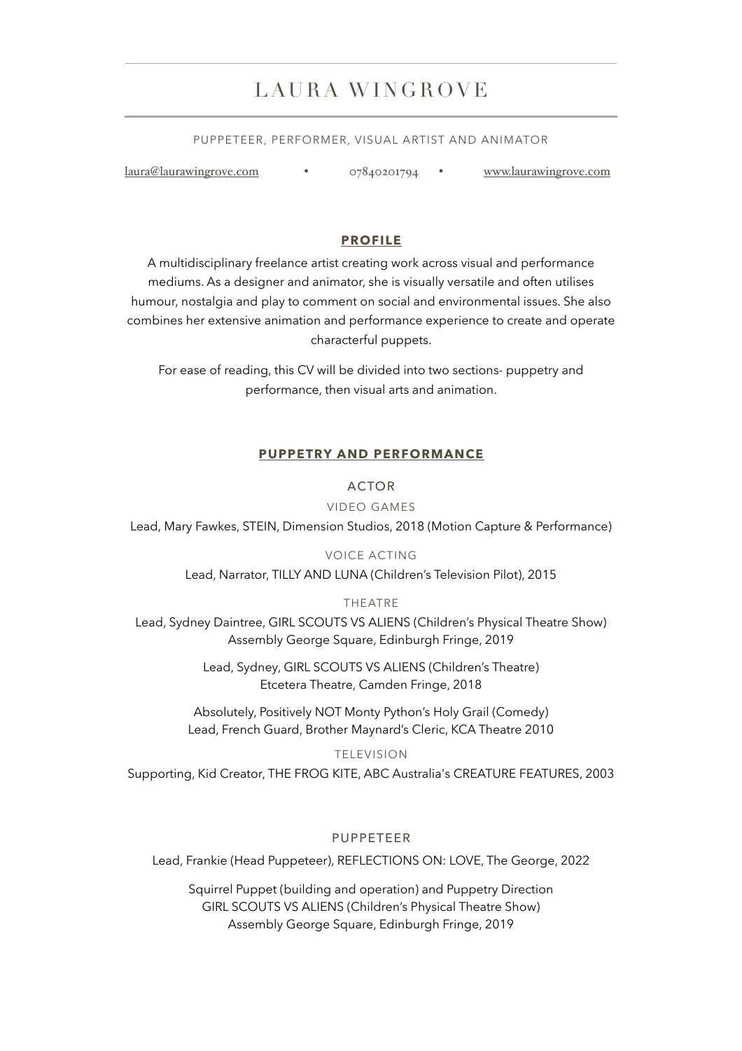# LAURA WINGROVE

PUPPETEER, PERFORMER, VISUAL ARTIST AND ANIMATOR

laura@laurawingrove.com • 07840201794 • www.laurawingrove.com

## PROFILE

A multidisciplinary freelance artist creating work across visual and performance mediums. As a designer and animator, she is visually versatile and often utilises humour, nostalgia and play to comment on social and environmental issues. She also combines her extensive animation and performance experience to create and operate characterful puppets.

For ease of reading, this CV will be divided into two sections- puppetry and performance, then visual arts and animation.

## PUPPETRY AND PERFORMANCE

### ACTOR

#### VIDEO GAMES

Lead, Mary Fawkes, STEIN, Dimension Studios, 2018 (Motion Capture & Performance)

#### VOICE ACTING

Lead, Narrator, TILLY AND LUNA (Children's Television Pilot), 2015

#### THEATRE

Lead, Sydney Daintree, GIRL SCOUTS VS ALIENS (Children's Physical Theatre Show)
Assembly George Square, Edinburgh Fringe, 2019

Lead, Sydney, GIRL SCOUTS VS ALIENS (Children's Theatre)
Etcetera Theatre, Camden Fringe, 2018

Absolutely, Positively NOT Monty Python's Holy Grail (Comedy)
Lead, French Guard, Brother Maynard's Cleric, KCA Theatre 2010

#### TELEVISION

Supporting, Kid Creator, THE FROG KITE, ABC Australia's CREATURE FEATURES, 2003

### PUPPETEER

Lead, Frankie (Head Puppeteer), REFLECTIONS ON: LOVE, The George, 2022

Squirrel Puppet (building and operation) and Puppetry Direction
GIRL SCOUTS VS ALIENS (Children's Physical Theatre Show)
Assembly George Square, Edinburgh Fringe, 2019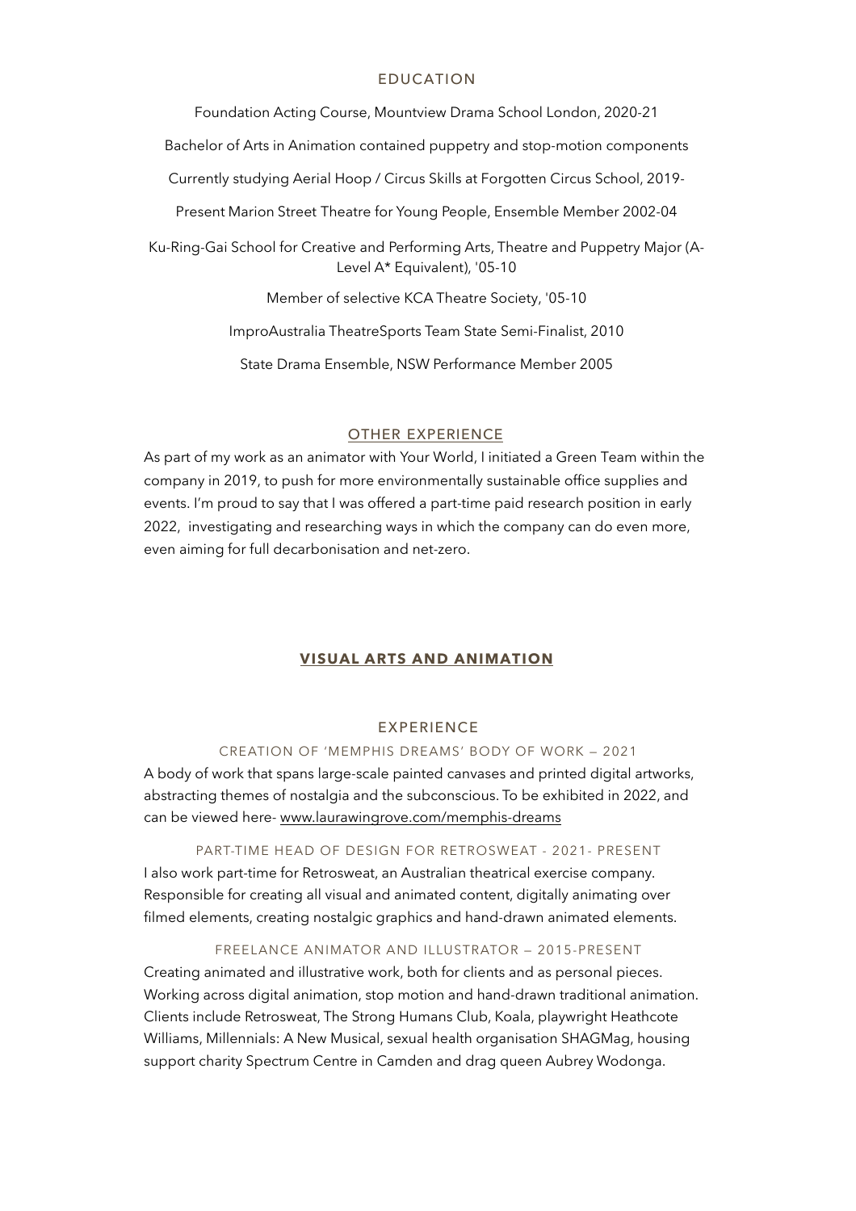## EDUCATION

Foundation Acting Course, Mountview Drama School London, 2020-21

Bachelor of Arts in Animation contained puppetry and stop-motion components

Currently studying Aerial Hoop / Circus Skills at Forgotten Circus School, 2019-

Present Marion Street Theatre for Young People, Ensemble Member 2002-04

Ku-Ring-Gai School for Creative and Performing Arts, Theatre and Puppetry Major (A-Level A* Equivalent), '05-10

Member of selective KCA Theatre Society, '05-10

ImproAustralia TheatreSports Team State Semi-Finalist, 2010

State Drama Ensemble, NSW Performance Member 2005

## OTHER EXPERIENCE

As part of my work as an animator with Your World, I initiated a Green Team within the company in 2019, to push for more environmentally sustainable office supplies and events. I'm proud to say that I was offered a part-time paid research position in early 2022, investigating and researching ways in which the company can do even more, even aiming for full decarbonisation and net-zero.

# **VISUAL ARTS AND ANIMATION**

## EXPERIENCE

### CREATION OF 'MEMPHIS DREAMS' BODY OF WORK — 2021

A body of work that spans large-scale painted canvases and printed digital artworks, abstracting themes of nostalgia and the subconscious. To be exhibited in 2022, and can be viewed here- www.laurawingrove.com/memphis-dreams

### PART-TIME HEAD OF DESIGN FOR RETROSWEAT - 2021- PRESENT

I also work part-time for Retrosweat, an Australian theatrical exercise company. Responsible for creating all visual and animated content, digitally animating over filmed elements, creating nostalgic graphics and hand-drawn animated elements.

### FREELANCE ANIMATOR AND ILLUSTRATOR — 2015-PRESENT

Creating animated and illustrative work, both for clients and as personal pieces. Working across digital animation, stop motion and hand-drawn traditional animation. Clients include Retrosweat, The Strong Humans Club, Koala, playwright Heathcote Williams, Millennials: A New Musical, sexual health organisation SHAGMag, housing support charity Spectrum Centre in Camden and drag queen Aubrey Wodonga.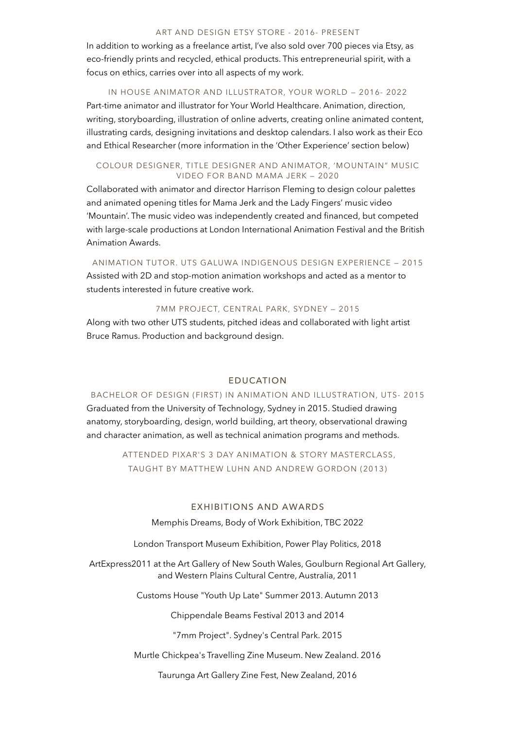### ART AND DESIGN ETSY STORE - 2016- PRESENT

In addition to working as a freelance artist, I've also sold over 700 pieces via Etsy, as eco-friendly prints and recycled, ethical products. This entrepreneurial spirit, with a focus on ethics, carries over into all aspects of my work.

### IN HOUSE ANIMATOR AND ILLUSTRATOR, YOUR WORLD — 2016- 2022

Part-time animator and illustrator for Your World Healthcare. Animation, direction, writing, storyboarding, illustration of online adverts, creating online animated content, illustrating cards, designing invitations and desktop calendars. I also work as their Eco and Ethical Researcher (more information in the 'Other Experience' section below)

### COLOUR DESIGNER, TITLE DESIGNER AND ANIMATOR, 'MOUNTAIN" MUSIC VIDEO FOR BAND MAMA JERK — 2020

Collaborated with animator and director Harrison Fleming to design colour palettes and animated opening titles for Mama Jerk and the Lady Fingers' music video 'Mountain'. The music video was independently created and financed, but competed with large-scale productions at London International Animation Festival and the British Animation Awards.

### ANIMATION TUTOR. UTS GALUWA INDIGENOUS DESIGN EXPERIENCE — 2015

Assisted with 2D and stop-motion animation workshops and acted as a mentor to students interested in future creative work.

### 7MM PROJECT, CENTRAL PARK, SYDNEY — 2015

Along with two other UTS students, pitched ideas and collaborated with light artist Bruce Ramus. Production and background design.

## EDUCATION

### BACHELOR OF DESIGN (FIRST) IN ANIMATION AND ILLUSTRATION, UTS- 2015

Graduated from the University of Technology, Sydney in 2015. Studied drawing anatomy, storyboarding, design, world building, art theory, observational drawing and character animation, as well as technical animation programs and methods.

### ATTENDED PIXAR'S 3 DAY ANIMATION & STORY MASTERCLASS, TAUGHT BY MATTHEW LUHN AND ANDREW GORDON (2013)

## EXHIBITIONS AND AWARDS

Memphis Dreams, Body of Work Exhibition, TBC 2022

London Transport Museum Exhibition, Power Play Politics, 2018

ArtExpress2011 at the Art Gallery of New South Wales, Goulburn Regional Art Gallery, and Western Plains Cultural Centre, Australia, 2011

Customs House "Youth Up Late" Summer 2013. Autumn 2013

Chippendale Beams Festival 2013 and 2014

"7mm Project". Sydney's Central Park. 2015

Murtle Chickpea's Travelling Zine Museum. New Zealand. 2016

Taurunga Art Gallery Zine Fest, New Zealand, 2016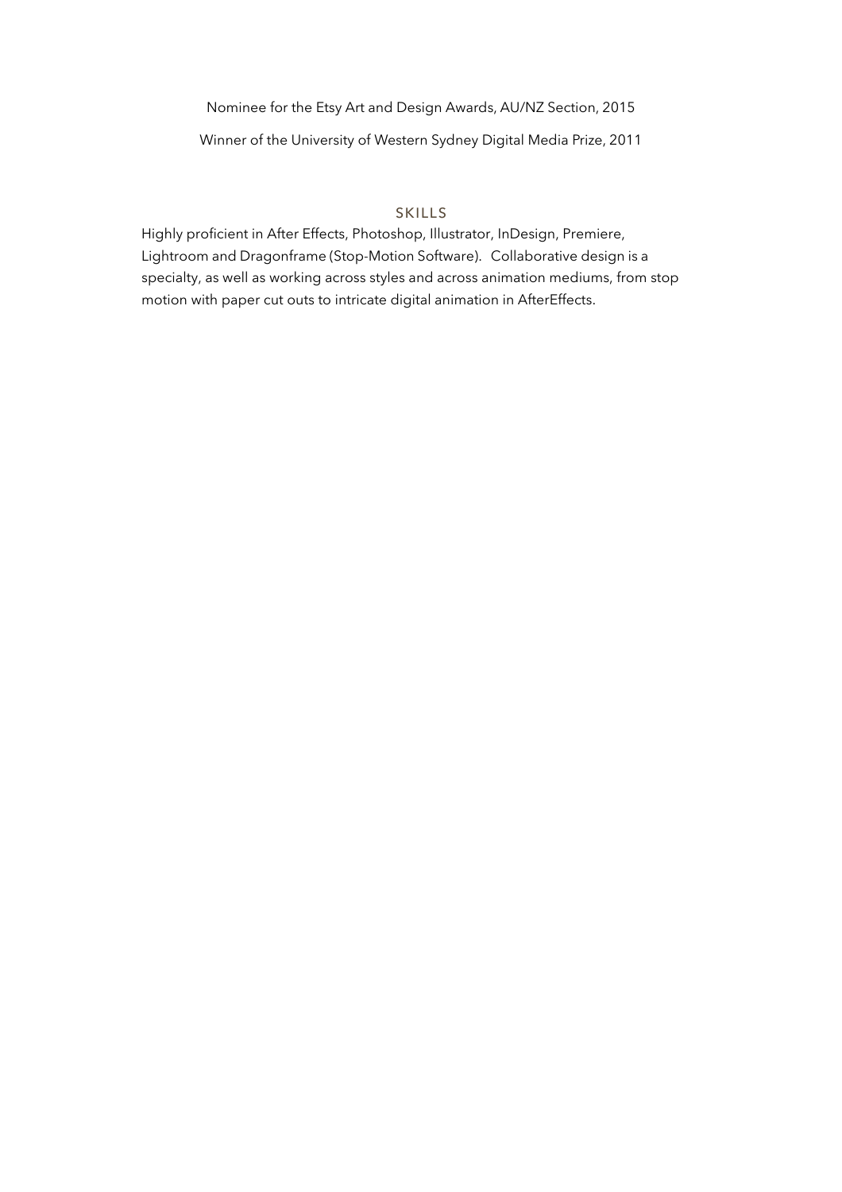Nominee for the Etsy Art and Design Awards, AU/NZ Section, 2015

Winner of the University of Western Sydney Digital Media Prize, 2011

## SKILLS

Highly proficient in After Effects, Photoshop, Illustrator, InDesign, Premiere, Lightroom and Dragonframe (Stop-Motion Software). Collaborative design is a specialty, as well as working across styles and across animation mediums, from stop motion with paper cut outs to intricate digital animation in AfterEffects.